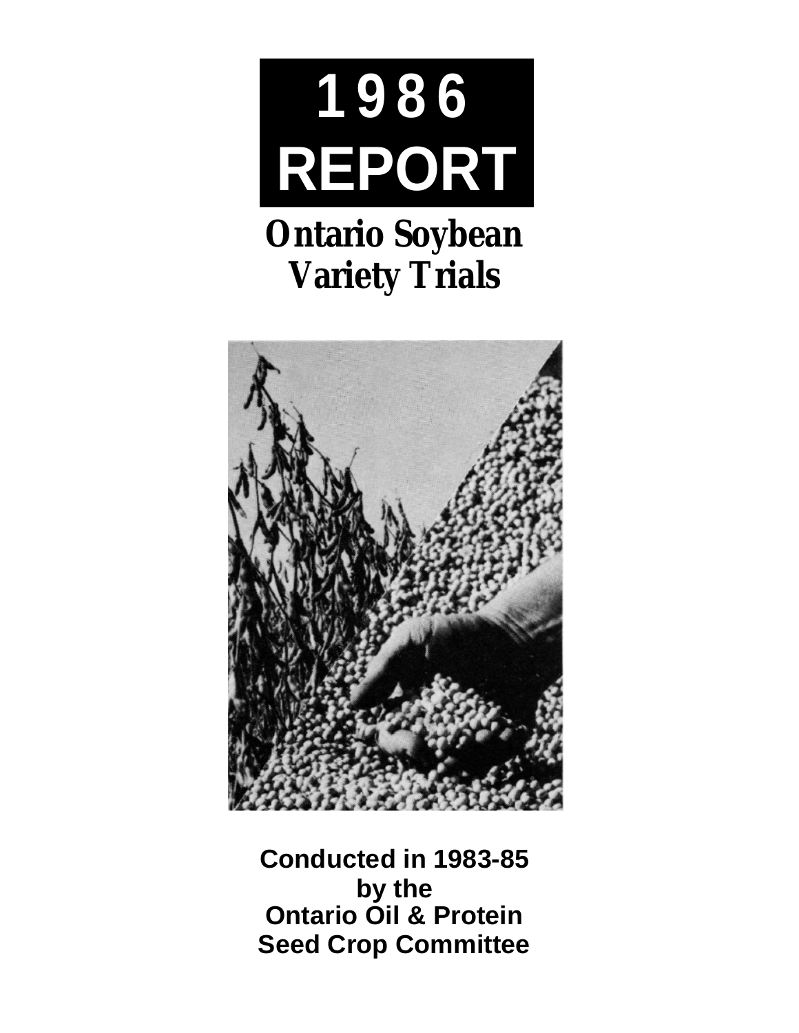# 1986 REPORT

## Ontario Soybean Variety Trials

**Conducted in 1983-85**
**by the**
**Ontario Oil & Protein**
**Seed Crop Committee**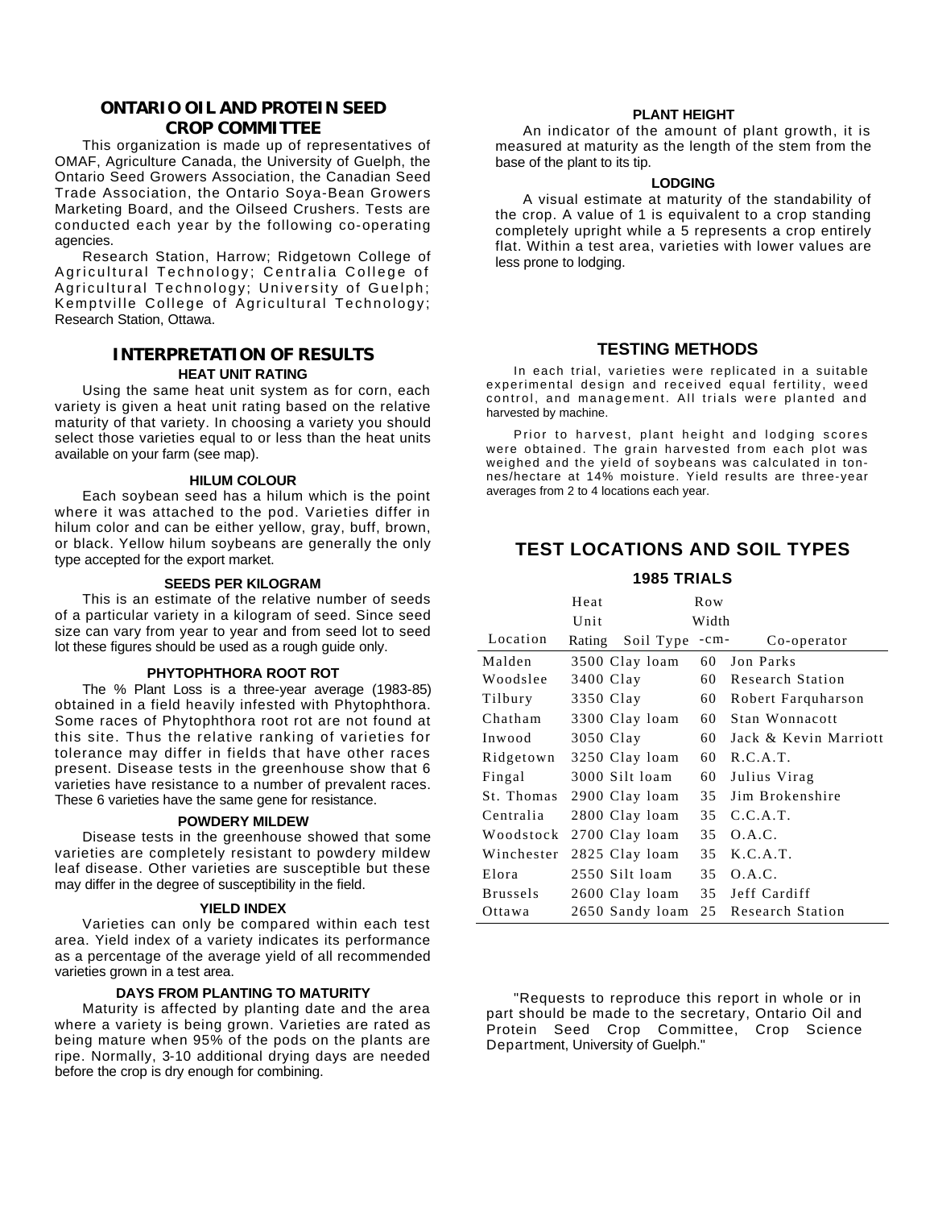## ONTARIO OIL AND PROTEIN SEED CROP COMMITTEE

This organization is made up of representatives of OMAF, Agriculture Canada, the University of Guelph, the Ontario Seed Growers Association, the Canadian Seed Trade Association, the Ontario Soya-Bean Growers Marketing Board, and the Oilseed Crushers. Tests are conducted each year by the following co-operating agencies.

Research Station, Harrow; Ridgetown College of Agricultural Technology; Centralia College of Agricultural Technology; University of Guelph; Kemptville College of Agricultural Technology; Research Station, Ottawa.

## INTERPRETATION OF RESULTS

### HEAT UNIT RATING

Using the same heat unit system as for corn, each variety is given a heat unit rating based on the relative maturity of that variety. In choosing a variety you should select those varieties equal to or less than the heat units available on your farm (see map).

### HILUM COLOUR

Each soybean seed has a hilum which is the point where it was attached to the pod. Varieties differ in hilum color and can be either yellow, gray, buff, brown, or black. Yellow hilum soybeans are generally the only type accepted for the export market.

### SEEDS PER KILOGRAM

This is an estimate of the relative number of seeds of a particular variety in a kilogram of seed. Since seed size can vary from year to year and from seed lot to seed lot these figures should be used as a rough guide only.

### PHYTOPHTHORA ROOT ROT

The % Plant Loss is a three-year average (1983-85) obtained in a field heavily infested with Phytophthora. Some races of Phytophthora root rot are not found at this site. Thus the relative ranking of varieties for tolerance may differ in fields that have other races present. Disease tests in the greenhouse show that 6 varieties have resistance to a number of prevalent races. These 6 varieties have the same gene for resistance.

### POWDERY MILDEW

Disease tests in the greenhouse showed that some varieties are completely resistant to powdery mildew leaf disease. Other varieties are susceptible but these may differ in the degree of susceptibility in the field.

### YIELD INDEX

Varieties can only be compared within each test area. Yield index of a variety indicates its performance as a percentage of the average yield of all recommended varieties grown in a test area.

### DAYS FROM PLANTING TO MATURITY

Maturity is affected by planting date and the area where a variety is being grown. Varieties are rated as being mature when 95% of the pods on the plants are ripe. Normally, 3-10 additional drying days are needed before the crop is dry enough for combining.

### PLANT HEIGHT

An indicator of the amount of plant growth, it is measured at maturity as the length of the stem from the base of the plant to its tip.

### LODGING

A visual estimate at maturity of the standability of the crop. A value of 1 is equivalent to a crop standing completely upright while a 5 represents a crop entirely flat. Within a test area, varieties with lower values are less prone to lodging.

## TESTING METHODS

In each trial, varieties were replicated in a suitable experimental design and received equal fertility, weed control, and management. All trials were planted and harvested by machine.

Prior to harvest, plant height and lodging scores were obtained. The grain harvested from each plot was weighed and the yield of soybeans was calculated in tonnes/hectare at 14% moisture. Yield results are three-year averages from 2 to 4 locations each year.

## TEST LOCATIONS AND SOIL TYPES

### 1985 TRIALS

| Location | Heat Unit Rating | Soil Type | Row Width -cm- | Co-operator |
|---|---|---|---|---|
| Malden | 3500 | Clay loam | 60 | Jon Parks |
| Woodslee | 3400 | Clay | 60 | Research Station |
| Tilbury | 3350 | Clay | 60 | Robert Farquharson |
| Chatham | 3300 | Clay loam | 60 | Stan Wonnacott |
| Inwood | 3050 | Clay | 60 | Jack & Kevin Marriott |
| Ridgetown | 3250 | Clay loam | 60 | R.C.A.T. |
| Fingal | 3000 | Silt loam | 60 | Julius Virag |
| St. Thomas | 2900 | Clay loam | 35 | Jim Brokenshire |
| Centralia | 2800 | Clay loam | 35 | C.C.A.T. |
| Woodstock | 2700 | Clay loam | 35 | O.A.C. |
| Winchester | 2825 | Clay loam | 35 | K.C.A.T. |
| Elora | 2550 | Silt loam | 35 | O.A.C. |
| Brussels | 2600 | Clay loam | 35 | Jeff Cardiff |
| Ottawa | 2650 | Sandy loam | 25 | Research Station |

"Requests to reproduce this report in whole or in part should be made to the secretary, Ontario Oil and Protein Seed Crop Committee, Crop Science Department, University of Guelph."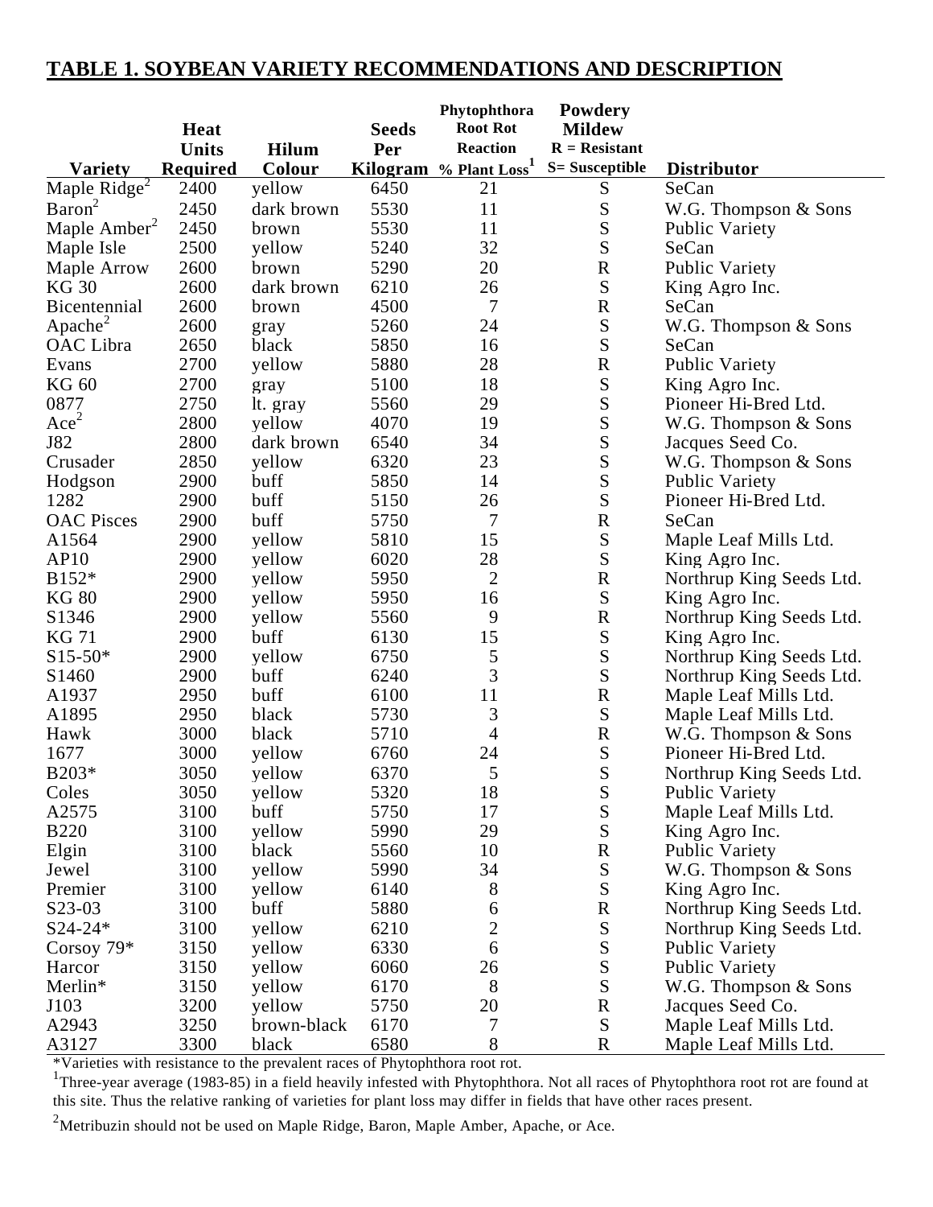## TABLE 1. SOYBEAN VARIETY RECOMMENDATIONS AND DESCRIPTION

| Variety | Heat Units Required | Hilum Colour | Seeds Per Kilogram | Phytophthora Root Rot Reaction % Plant Loss[1] | Powdery Mildew R = Resistant S= Susceptible | Distributor |
|---|---|---|---|---|---|---|
| Maple Ridge[2] | 2400 | yellow | 6450 | 21 | S | SeCan |
| Baron[2] | 2450 | dark brown | 5530 | 11 | S | W.G. Thompson & Sons |
| Maple Amber[2] | 2450 | brown | 5530 | 11 | S | Public Variety |
| Maple Isle | 2500 | yellow | 5240 | 32 | S | SeCan |
| Maple Arrow | 2600 | brown | 5290 | 20 | R | Public Variety |
| KG 30 | 2600 | dark brown | 6210 | 26 | S | King Agro Inc. |
| Bicentennial | 2600 | brown | 4500 | 7 | R | SeCan |
| Apache[2] | 2600 | gray | 5260 | 24 | S | W.G. Thompson & Sons |
| OAC Libra | 2650 | black | 5850 | 16 | S | SeCan |
| Evans | 2700 | yellow | 5880 | 28 | R | Public Variety |
| KG 60 | 2700 | gray | 5100 | 18 | S | King Agro Inc. |
| 0877 | 2750 | lt. gray | 5560 | 29 | S | Pioneer Hi-Bred Ltd. |
| Ace[2] | 2800 | yellow | 4070 | 19 | S | W.G. Thompson & Sons |
| J82 | 2800 | dark brown | 6540 | 34 | S | Jacques Seed Co. |
| Crusader | 2850 | yellow | 6320 | 23 | S | W.G. Thompson & Sons |
| Hodgson | 2900 | buff | 5850 | 14 | S | Public Variety |
| 1282 | 2900 | buff | 5150 | 26 | S | Pioneer Hi-Bred Ltd. |
| OAC Pisces | 2900 | buff | 5750 | 7 | R | SeCan |
| A1564 | 2900 | yellow | 5810 | 15 | S | Maple Leaf Mills Ltd. |
| AP10 | 2900 | yellow | 6020 | 28 | S | King Agro Inc. |
| B152* | 2900 | yellow | 5950 | 2 | R | Northrup King Seeds Ltd. |
| KG 80 | 2900 | yellow | 5950 | 16 | S | King Agro Inc. |
| S1346 | 2900 | yellow | 5560 | 9 | R | Northrup King Seeds Ltd. |
| KG 71 | 2900 | buff | 6130 | 15 | S | King Agro Inc. |
| S15-50* | 2900 | yellow | 6750 | 5 | S | Northrup King Seeds Ltd. |
| S1460 | 2900 | buff | 6240 | 3 | S | Northrup King Seeds Ltd. |
| A1937 | 2950 | buff | 6100 | 11 | R | Maple Leaf Mills Ltd. |
| A1895 | 2950 | black | 5730 | 3 | S | Maple Leaf Mills Ltd. |
| Hawk | 3000 | black | 5710 | 4 | R | W.G. Thompson & Sons |
| 1677 | 3000 | yellow | 6760 | 24 | S | Pioneer Hi-Bred Ltd. |
| B203* | 3050 | yellow | 6370 | 5 | S | Northrup King Seeds Ltd. |
| Coles | 3050 | yellow | 5320 | 18 | S | Public Variety |
| A2575 | 3100 | buff | 5750 | 17 | S | Maple Leaf Mills Ltd. |
| B220 | 3100 | yellow | 5990 | 29 | S | King Agro Inc. |
| Elgin | 3100 | black | 5560 | 10 | R | Public Variety |
| Jewel | 3100 | yellow | 5990 | 34 | S | W.G. Thompson & Sons |
| Premier | 3100 | yellow | 6140 | 8 | S | King Agro Inc. |
| S23-03 | 3100 | buff | 5880 | 6 | R | Northrup King Seeds Ltd. |
| S24-24* | 3100 | yellow | 6210 | 2 | S | Northrup King Seeds Ltd. |
| Corsoy 79* | 3150 | yellow | 6330 | 6 | S | Public Variety |
| Harcor | 3150 | yellow | 6060 | 26 | S | Public Variety |
| Merlin* | 3150 | yellow | 6170 | 8 | S | W.G. Thompson & Sons |
| J103 | 3200 | yellow | 5750 | 20 | R | Jacques Seed Co. |
| A2943 | 3250 | brown-black | 6170 | 7 | S | Maple Leaf Mills Ltd. |
| A3127 | 3300 | black | 6580 | 8 | R | Maple Leaf Mills Ltd. |

*Varieties with resistance to the prevalent races of Phytophthora root rot.

[1]Three-year average (1983-85) in a field heavily infested with Phytophthora. Not all races of Phytophthora root rot are found at this site. Thus the relative ranking of varieties for plant loss may differ in fields that have other races present.

[2]Metribuzin should not be used on Maple Ridge, Baron, Maple Amber, Apache, or Ace.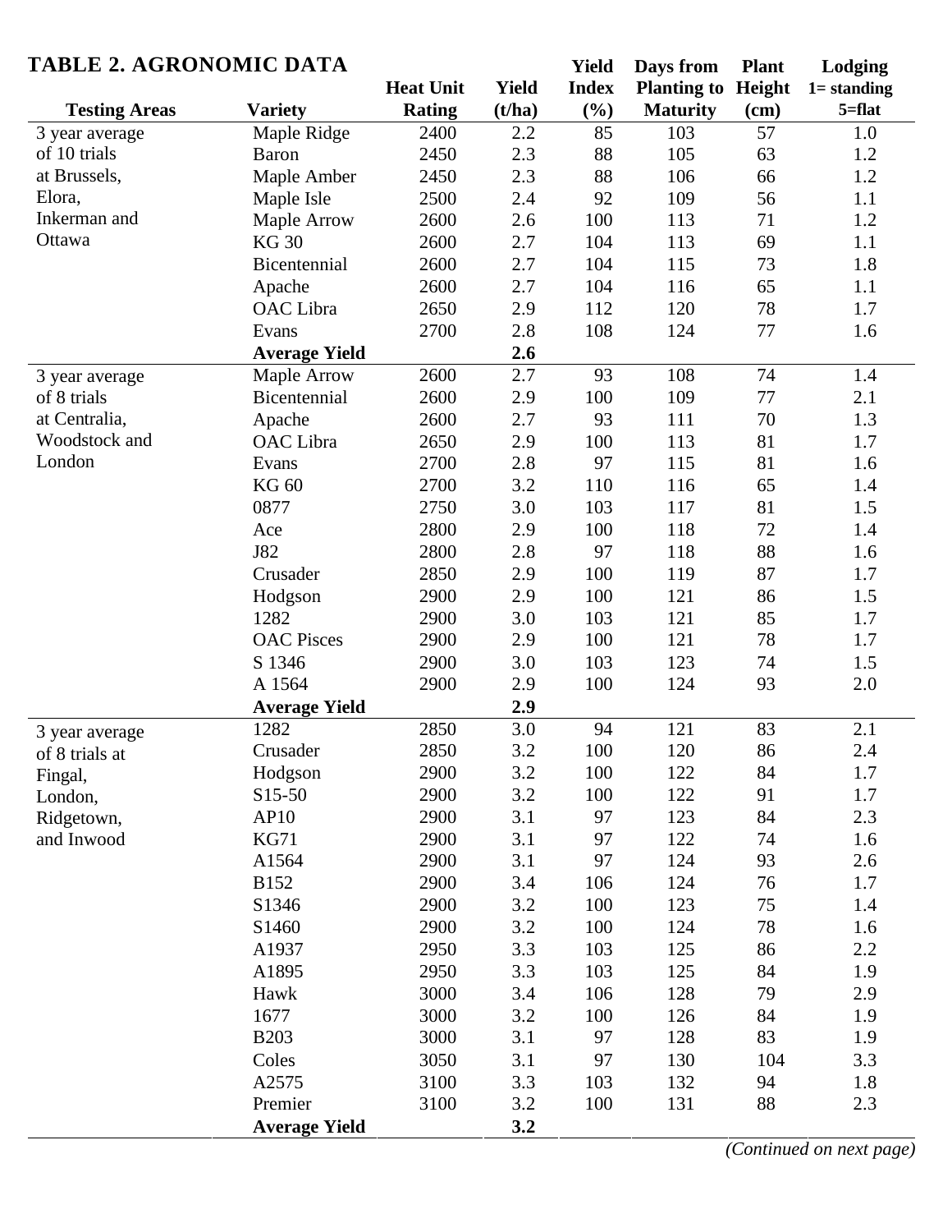## TABLE 2. AGRONOMIC DATA

| Testing Areas | Variety | Heat Unit Rating | Yield (t/ha) | Yield Index (%) | Days from Planting to Maturity | Plant Height (cm) | Lodging 1= standing 5=flat |
|---|---|---|---|---|---|---|---|
| 3 year average of 10 trials at Brussels, Elora, Inkerman and Ottawa | Maple Ridge | 2400 | 2.2 | 85 | 103 | 57 | 1.0 |
| | Baron | 2450 | 2.3 | 88 | 105 | 63 | 1.2 |
| | Maple Amber | 2450 | 2.3 | 88 | 106 | 66 | 1.2 |
| | Maple Isle | 2500 | 2.4 | 92 | 109 | 56 | 1.1 |
| | Maple Arrow | 2600 | 2.6 | 100 | 113 | 71 | 1.2 |
| | KG 30 | 2600 | 2.7 | 104 | 113 | 69 | 1.1 |
| | Bicentennial | 2600 | 2.7 | 104 | 115 | 73 | 1.8 |
| | Apache | 2600 | 2.7 | 104 | 116 | 65 | 1.1 |
| | OAC Libra | 2650 | 2.9 | 112 | 120 | 78 | 1.7 |
| | Evans | 2700 | 2.8 | 108 | 124 | 77 | 1.6 |
| | **Average Yield** | | **2.6** | | | | |
| 3 year average of 8 trials at Centralia, Woodstock and London | Maple Arrow | 2600 | 2.7 | 93 | 108 | 74 | 1.4 |
| | Bicentennial | 2600 | 2.9 | 100 | 109 | 77 | 2.1 |
| | Apache | 2600 | 2.7 | 93 | 111 | 70 | 1.3 |
| | OAC Libra | 2650 | 2.9 | 100 | 113 | 81 | 1.7 |
| | Evans | 2700 | 2.8 | 97 | 115 | 81 | 1.6 |
| | KG 60 | 2700 | 3.2 | 110 | 116 | 65 | 1.4 |
| | 0877 | 2750 | 3.0 | 103 | 117 | 81 | 1.5 |
| | Ace | 2800 | 2.9 | 100 | 118 | 72 | 1.4 |
| | J82 | 2800 | 2.8 | 97 | 118 | 88 | 1.6 |
| | Crusader | 2850 | 2.9 | 100 | 119 | 87 | 1.7 |
| | Hodgson | 2900 | 2.9 | 100 | 121 | 86 | 1.5 |
| | 1282 | 2900 | 3.0 | 103 | 121 | 85 | 1.7 |
| | OAC Pisces | 2900 | 2.9 | 100 | 121 | 78 | 1.7 |
| | S 1346 | 2900 | 3.0 | 103 | 123 | 74 | 1.5 |
| | A 1564 | 2900 | 2.9 | 100 | 124 | 93 | 2.0 |
| | **Average Yield** | | **2.9** | | | | |
| 3 year average of 8 trials at Fingal, London, Ridgetown, and Inwood | 1282 | 2850 | 3.0 | 94 | 121 | 83 | 2.1 |
| | Crusader | 2850 | 3.2 | 100 | 120 | 86 | 2.4 |
| | Hodgson | 2900 | 3.2 | 100 | 122 | 84 | 1.7 |
| | S15-50 | 2900 | 3.2 | 100 | 122 | 91 | 1.7 |
| | AP10 | 2900 | 3.1 | 97 | 123 | 84 | 2.3 |
| | KG71 | 2900 | 3.1 | 97 | 122 | 74 | 1.6 |
| | A1564 | 2900 | 3.1 | 97 | 124 | 93 | 2.6 |
| | B152 | 2900 | 3.4 | 106 | 124 | 76 | 1.7 |
| | S1346 | 2900 | 3.2 | 100 | 123 | 75 | 1.4 |
| | S1460 | 2900 | 3.2 | 100 | 124 | 78 | 1.6 |
| | A1937 | 2950 | 3.3 | 103 | 125 | 86 | 2.2 |
| | A1895 | 2950 | 3.3 | 103 | 125 | 84 | 1.9 |
| | Hawk | 3000 | 3.4 | 106 | 128 | 79 | 2.9 |
| | 1677 | 3000 | 3.2 | 100 | 126 | 84 | 1.9 |
| | B203 | 3000 | 3.1 | 97 | 128 | 83 | 1.9 |
| | Coles | 3050 | 3.1 | 97 | 130 | 104 | 3.3 |
| | A2575 | 3100 | 3.3 | 103 | 132 | 94 | 1.8 |
| | Premier | 3100 | 3.2 | 100 | 131 | 88 | 2.3 |
| | **Average Yield** | | **3.2** | | | | |

*(Continued on next page)*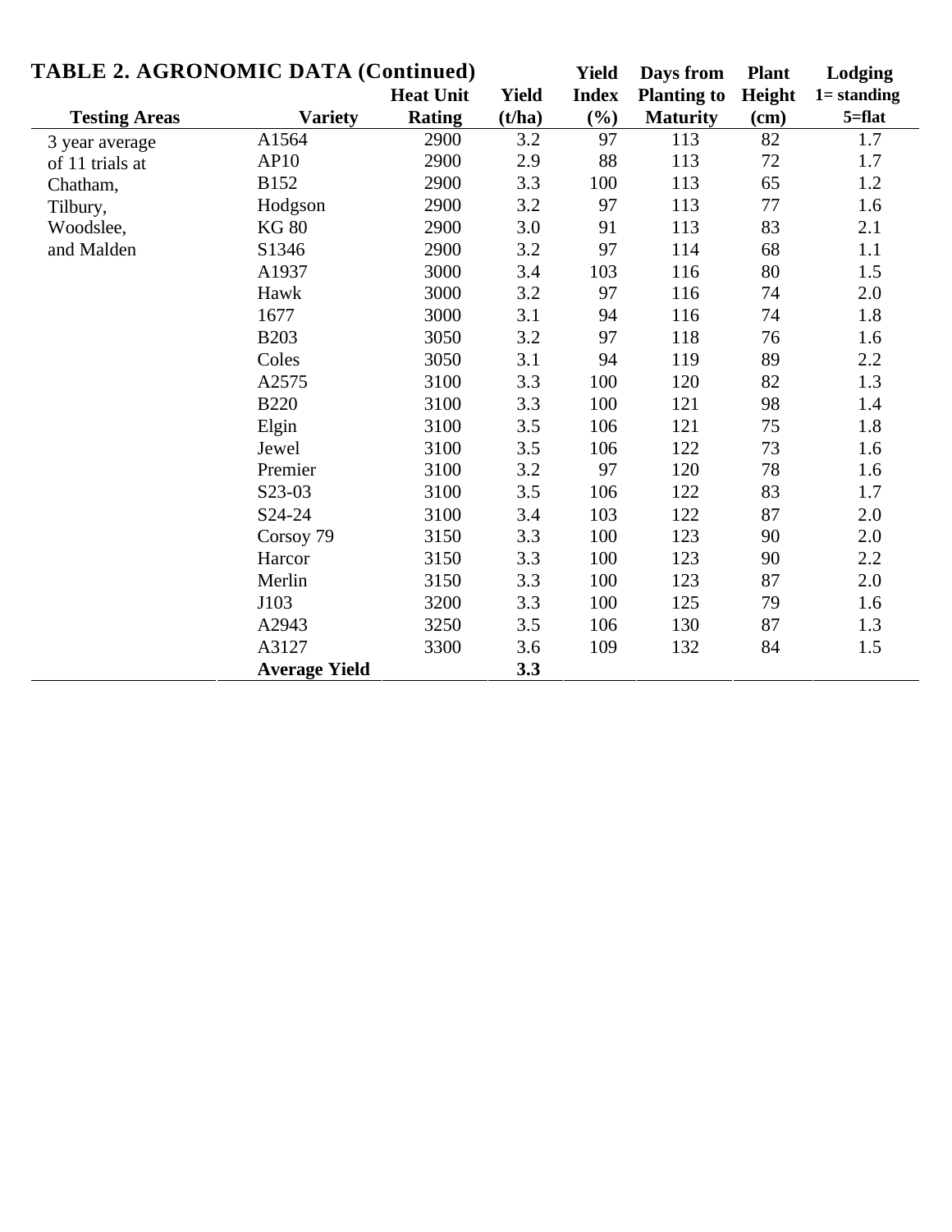# TABLE 2. AGRONOMIC DATA (Continued)

| Testing Areas | Variety | Heat Unit Rating | Yield (t/ha) | Yield Index (%) | Days from Planting to Maturity | Plant Height (cm) | Lodging 1= standing 5=flat |
|---|---|---|---|---|---|---|---|
| 3 year average of 11 trials at Chatham, Tilbury, Woodslee, and Malden | A1564 | 2900 | 3.2 | 97 | 113 | 82 | 1.7 |
| | AP10 | 2900 | 2.9 | 88 | 113 | 72 | 1.7 |
| | B152 | 2900 | 3.3 | 100 | 113 | 65 | 1.2 |
| | Hodgson | 2900 | 3.2 | 97 | 113 | 77 | 1.6 |
| | KG 80 | 2900 | 3.0 | 91 | 113 | 83 | 2.1 |
| | S1346 | 2900 | 3.2 | 97 | 114 | 68 | 1.1 |
| | A1937 | 3000 | 3.4 | 103 | 116 | 80 | 1.5 |
| | Hawk | 3000 | 3.2 | 97 | 116 | 74 | 2.0 |
| | 1677 | 3000 | 3.1 | 94 | 116 | 74 | 1.8 |
| | B203 | 3050 | 3.2 | 97 | 118 | 76 | 1.6 |
| | Coles | 3050 | 3.1 | 94 | 119 | 89 | 2.2 |
| | A2575 | 3100 | 3.3 | 100 | 120 | 82 | 1.3 |
| | B220 | 3100 | 3.3 | 100 | 121 | 98 | 1.4 |
| | Elgin | 3100 | 3.5 | 106 | 121 | 75 | 1.8 |
| | Jewel | 3100 | 3.5 | 106 | 122 | 73 | 1.6 |
| | Premier | 3100 | 3.2 | 97 | 120 | 78 | 1.6 |
| | S23-03 | 3100 | 3.5 | 106 | 122 | 83 | 1.7 |
| | S24-24 | 3100 | 3.4 | 103 | 122 | 87 | 2.0 |
| | Corsoy 79 | 3150 | 3.3 | 100 | 123 | 90 | 2.0 |
| | Harcor | 3150 | 3.3 | 100 | 123 | 90 | 2.2 |
| | Merlin | 3150 | 3.3 | 100 | 123 | 87 | 2.0 |
| | J103 | 3200 | 3.3 | 100 | 125 | 79 | 1.6 |
| | A2943 | 3250 | 3.5 | 106 | 130 | 87 | 1.3 |
| | A3127 | 3300 | 3.6 | 109 | 132 | 84 | 1.5 |
| | **Average Yield** | | **3.3** | | | | |